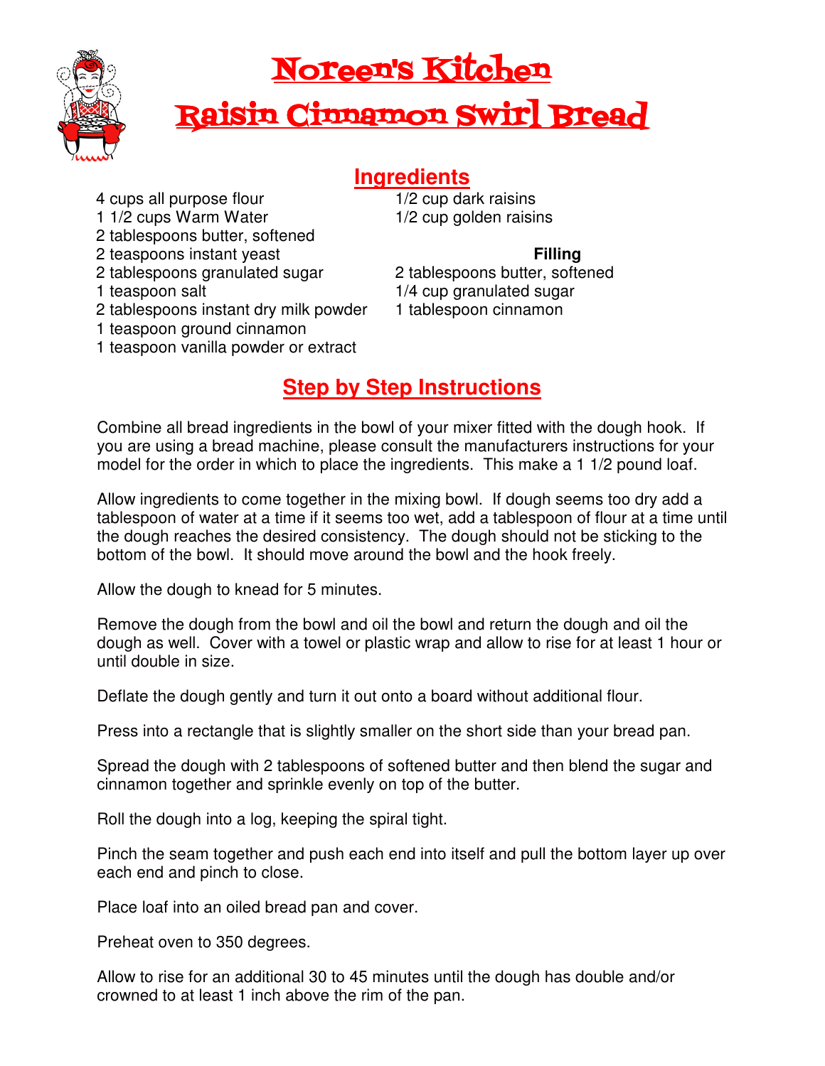# Noreen's Kitchen
# Raisin Cinnamon Swirl Bread

## Ingredients

- 4 cups all purpose flour
- 1 1/2 cups Warm Water
- 2 tablespoons butter, softened
- 2 teaspoons instant yeast
- 2 tablespoons granulated sugar
- 1 teaspoon salt
- 2 tablespoons instant dry milk powder
- 1 teaspoon ground cinnamon
- 1 teaspoon vanilla powder or extract
- 1/2 cup dark raisins
- 1/2 cup golden raisins

**Filling**

- 2 tablespoons butter, softened
- 1/4 cup granulated sugar
- 1 tablespoon cinnamon

## Step by Step Instructions

Combine all bread ingredients in the bowl of your mixer fitted with the dough hook. If you are using a bread machine, please consult the manufacturers instructions for your model for the order in which to place the ingredients. This make a 1 1/2 pound loaf.

Allow ingredients to come together in the mixing bowl. If dough seems too dry add a tablespoon of water at a time if it seems too wet, add a tablespoon of flour at a time until the dough reaches the desired consistency. The dough should not be sticking to the bottom of the bowl. It should move around the bowl and the hook freely.

Allow the dough to knead for 5 minutes.

Remove the dough from the bowl and oil the bowl and return the dough and oil the dough as well. Cover with a towel or plastic wrap and allow to rise for at least 1 hour or until double in size.

Deflate the dough gently and turn it out onto a board without additional flour.

Press into a rectangle that is slightly smaller on the short side than your bread pan.

Spread the dough with 2 tablespoons of softened butter and then blend the sugar and cinnamon together and sprinkle evenly on top of the butter.

Roll the dough into a log, keeping the spiral tight.

Pinch the seam together and push each end into itself and pull the bottom layer up over each end and pinch to close.

Place loaf into an oiled bread pan and cover.

Preheat oven to 350 degrees.

Allow to rise for an additional 30 to 45 minutes until the dough has double and/or crowned to at least 1 inch above the rim of the pan.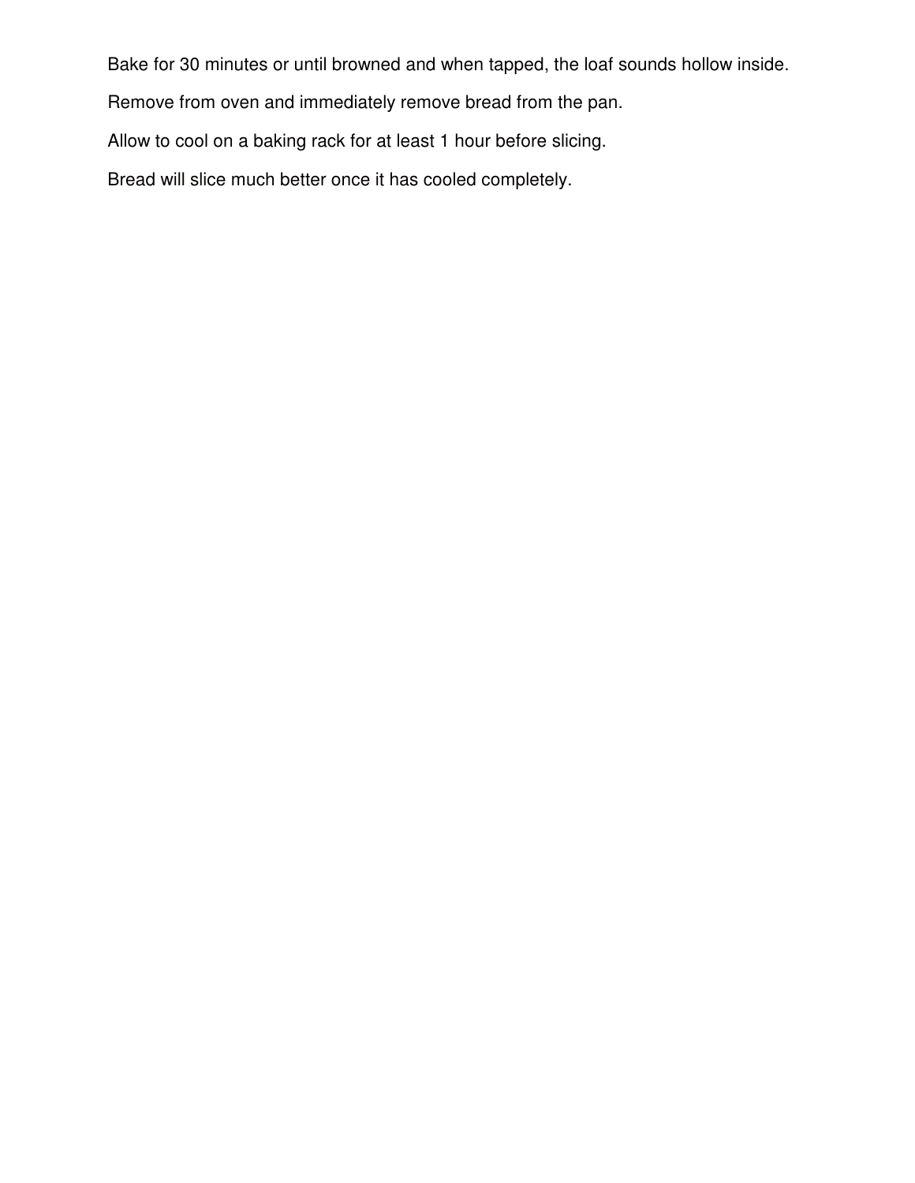Bake for 30 minutes or until browned and when tapped, the loaf sounds hollow inside.

Remove from oven and immediately remove bread from the pan.

Allow to cool on a baking rack for at least 1 hour before slicing.

Bread will slice much better once it has cooled completely.